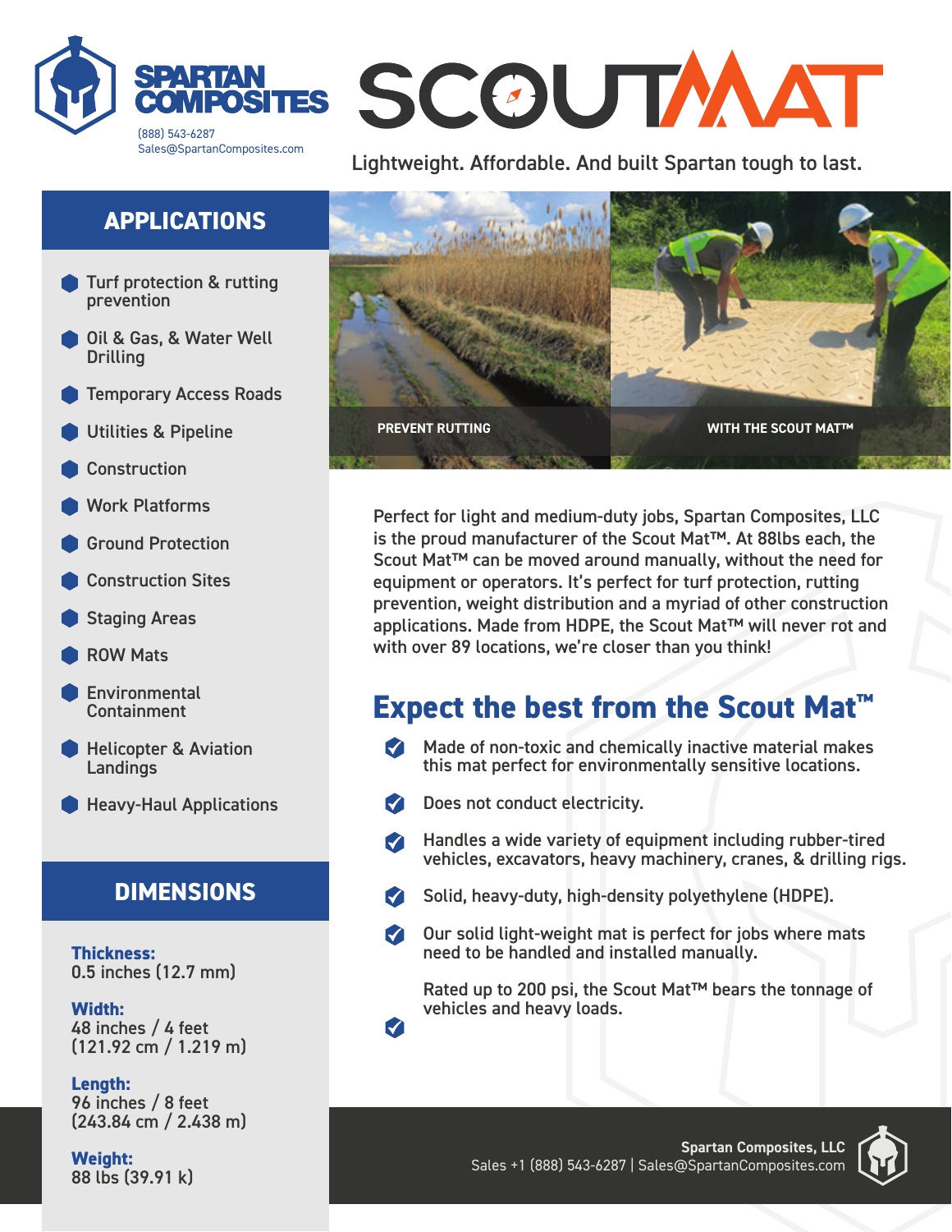**SPARTAN COMPOSITES**
(888) 543-6287
Sales@SpartanComposites.com

# SCOUTMAT

Lightweight. Affordable. And built Spartan tough to last.

## APPLICATIONS

- Turf protection & rutting prevention
- Oil & Gas, & Water Well Drilling
- Temporary Access Roads
- Utilities & Pipeline
- Construction
- Work Platforms
- Ground Protection
- Construction Sites
- Staging Areas
- ROW Mats
- Environmental Containment
- Helicopter & Aviation Landings
- Heavy-Haul Applications

## DIMENSIONS

**Thickness:**
0.5 inches (12.7 mm)

**Width:**
48 inches / 4 feet
(121.92 cm / 1.219 m)

**Length:**
96 inches / 8 feet
(243.84 cm / 2.438 m)

**Weight:**
88 lbs (39.91 k)

PREVENT RUTTING

WITH THE SCOUT MAT™

Perfect for light and medium-duty jobs, Spartan Composites, LLC is the proud manufacturer of the Scout Mat™. At 88lbs each, the Scout Mat™ can be moved around manually, without the need for equipment or operators. It's perfect for turf protection, rutting prevention, weight distribution and a myriad of other construction applications. Made from HDPE, the Scout Mat™ will never rot and with over 89 locations, we're closer than you think!

## Expect the best from the Scout Mat™

- Made of non-toxic and chemically inactive material makes this mat perfect for environmentally sensitive locations.
- Does not conduct electricity.
- Handles a wide variety of equipment including rubber-tired vehicles, excavators, heavy machinery, cranes, & drilling rigs.
- Solid, heavy-duty, high-density polyethylene (HDPE).
- Our solid light-weight mat is perfect for jobs where mats need to be handled and installed manually.
- Rated up to 200 psi, the Scout Mat™ bears the tonnage of vehicles and heavy loads.

**Spartan Composites, LLC**
Sales +1 (888) 543-6287 | Sales@SpartanComposites.com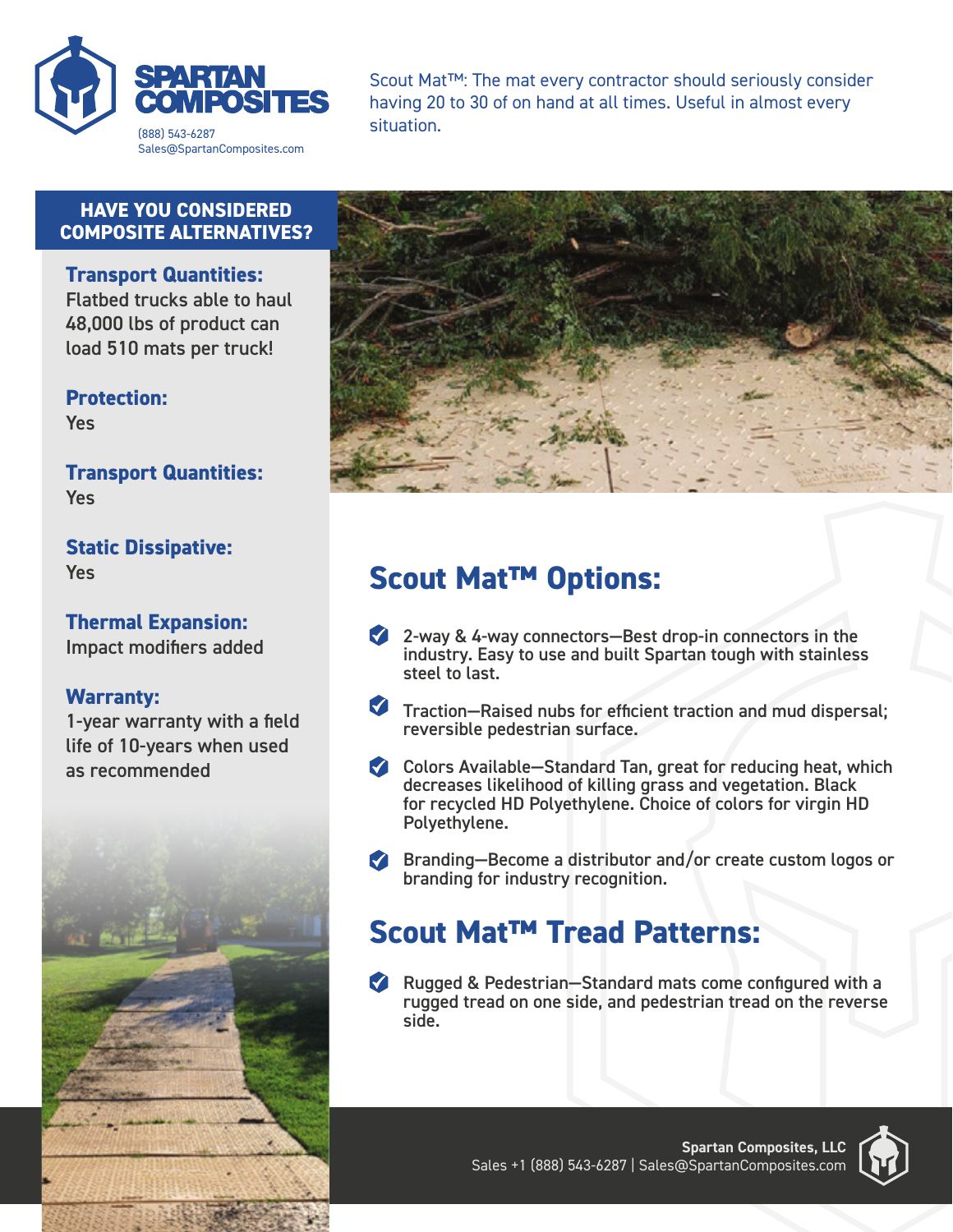SPARTAN COMPOSITES

(888) 543-6287
Sales@SpartanComposites.com

Scout Mat™: The mat every contractor should seriously consider having 20 to 30 of on hand at all times. Useful in almost every situation.

## HAVE YOU CONSIDERED COMPOSITE ALTERNATIVES?

**Transport Quantities:**
Flatbed trucks able to haul 48,000 lbs of product can load 510 mats per truck!

**Protection:**
Yes

**Transport Quantities:**
Yes

**Static Dissipative:**
Yes

**Thermal Expansion:**
Impact modifiers added

**Warranty:**
1-year warranty with a field life of 10-years when used as recommended

## Scout Mat™ Options:

- 2-way & 4-way connectors—Best drop-in connectors in the industry. Easy to use and built Spartan tough with stainless steel to last.
- Traction—Raised nubs for efficient traction and mud dispersal; reversible pedestrian surface.
- Colors Available—Standard Tan, great for reducing heat, which decreases likelihood of killing grass and vegetation. Black for recycled HD Polyethylene. Choice of colors for virgin HD Polyethylene.
- Branding—Become a distributor and/or create custom logos or branding for industry recognition.

## Scout Mat™ Tread Patterns:

- Rugged & Pedestrian—Standard mats come configured with a rugged tread on one side, and pedestrian tread on the reverse side.

**Spartan Composites, LLC**
Sales +1 (888) 543-6287 | Sales@SpartanComposites.com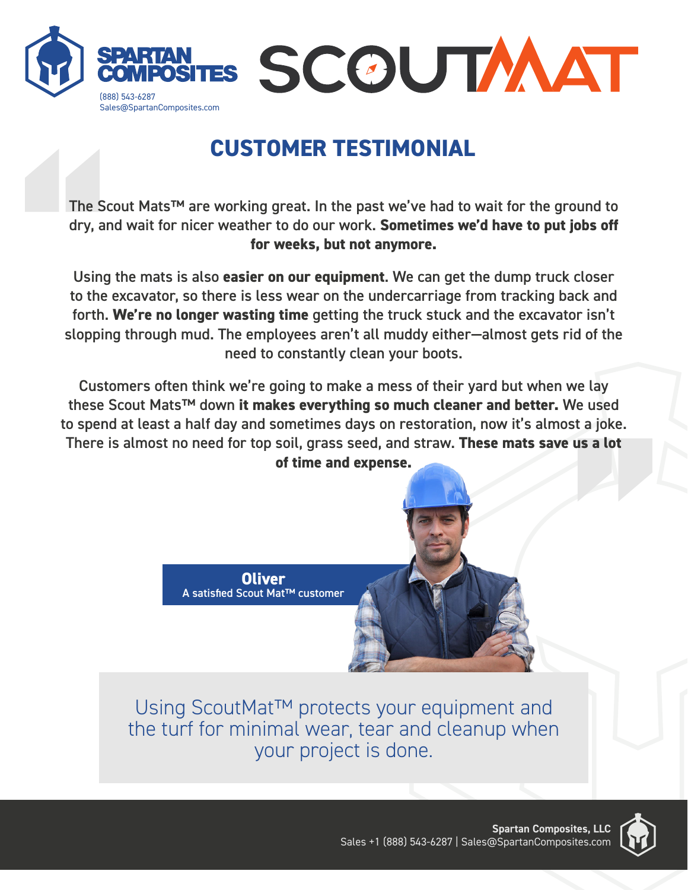SPARTAN COMPOSITES

(888) 543-6287
Sales@SpartanComposites.com

SCOUTMAT

# CUSTOMER TESTIMONIAL

The Scout Mats™ are working great. In the past we've had to wait for the ground to dry, and wait for nicer weather to do our work. **Sometimes we'd have to put jobs off for weeks, but not anymore.**

Using the mats is also **easier on our equipment**. We can get the dump truck closer to the excavator, so there is less wear on the undercarriage from tracking back and forth. **We're no longer wasting time** getting the truck stuck and the excavator isn't slopping through mud. The employees aren't all muddy either—almost gets rid of the need to constantly clean your boots.

Customers often think we're going to make a mess of their yard but when we lay these Scout Mats™ down **it makes everything so much cleaner and better.** We used to spend at least a half day and sometimes days on restoration, now it's almost a joke. There is almost no need for top soil, grass seed, and straw. **These mats save us a lot of time and expense.**

**Oliver**
A satisfied Scout Mat™ customer

Using ScoutMat™ protects your equipment and the turf for minimal wear, tear and cleanup when your project is done.

**Spartan Composites, LLC**
Sales +1 (888) 543-6287 | Sales@SpartanComposites.com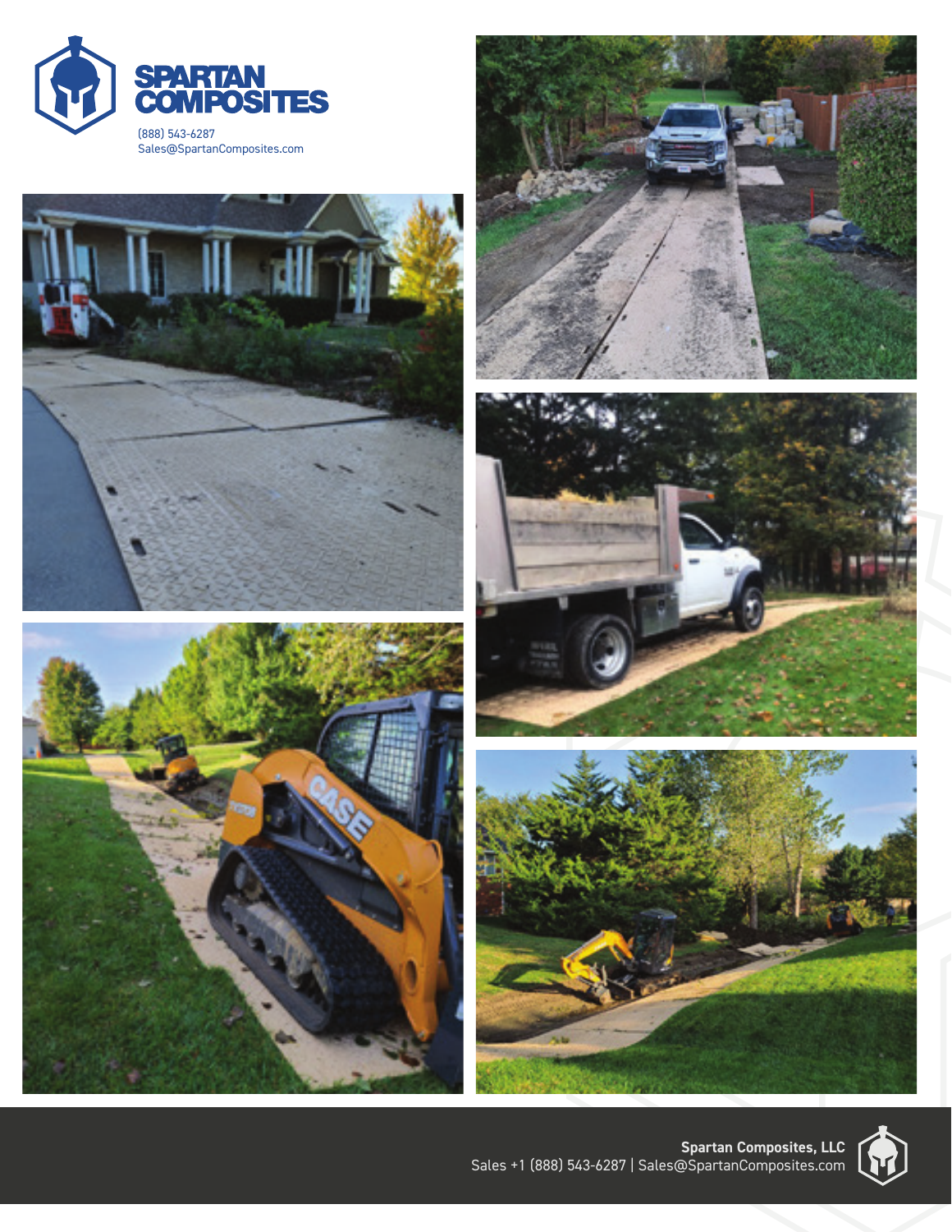**SPARTAN COMPOSITES**

(888) 543-6287
Sales@SpartanComposites.com

**Spartan Composites, LLC**
Sales +1 (888) 543-6287 | Sales@SpartanComposites.com